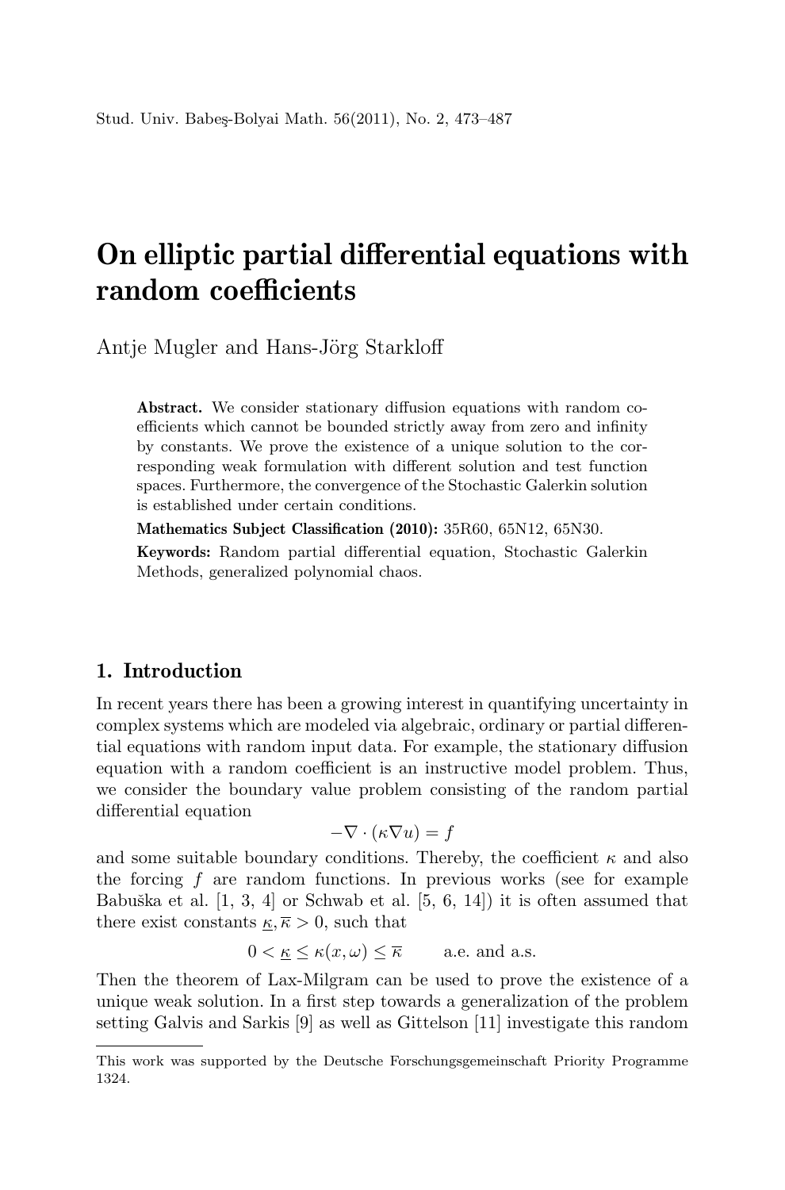# On elliptic partial differential equations with random coefficients

Antje Mugler and Hans-Jörg Starkloff

**Abstract.** We consider stationary diffusion equations with random coefficients which cannot be bounded strictly away from zero and infinity by constants. We prove the existence of a unique solution to the corresponding weak formulation with different solution and test function spaces. Furthermore, the convergence of the Stochastic Galerkin solution is established under certain conditions.

**Mathematics Subject Classification (2010):** 35R60, 65N12, 65N30.

**Keywords:** Random partial differential equation, Stochastic Galerkin Methods, generalized polynomial chaos.

## 1. Introduction

In recent years there has been a growing interest in quantifying uncertainty in complex systems which are modeled via algebraic, ordinary or partial differential equations with random input data. For example, the stationary diffusion equation with a random coefficient is an instructive model problem. Thus, we consider the boundary value problem consisting of the random partial differential equation

$$-\nabla \cdot (\kappa \nabla u) = f$$

and some suitable boundary conditions. Thereby, the coefficient $\kappa$ and also the forcing $f$ are random functions. In previous works (see for example Babuška et al. [1, 3, 4] or Schwab et al. [5, 6, 14]) it is often assumed that there exist constants $\underline{\kappa}, \overline{\kappa} > 0$, such that

$$0 < \underline{\kappa} \leq \kappa(x, \omega) \leq \overline{\kappa} \qquad \text{a.e. and a.s.}$$

Then the theorem of Lax-Milgram can be used to prove the existence of a unique weak solution. In a first step towards a generalization of the problem setting Galvis and Sarkis [9] as well as Gittelson [11] investigate this random

This work was supported by the Deutsche Forschungsgemeinschaft Priority Programme 1324.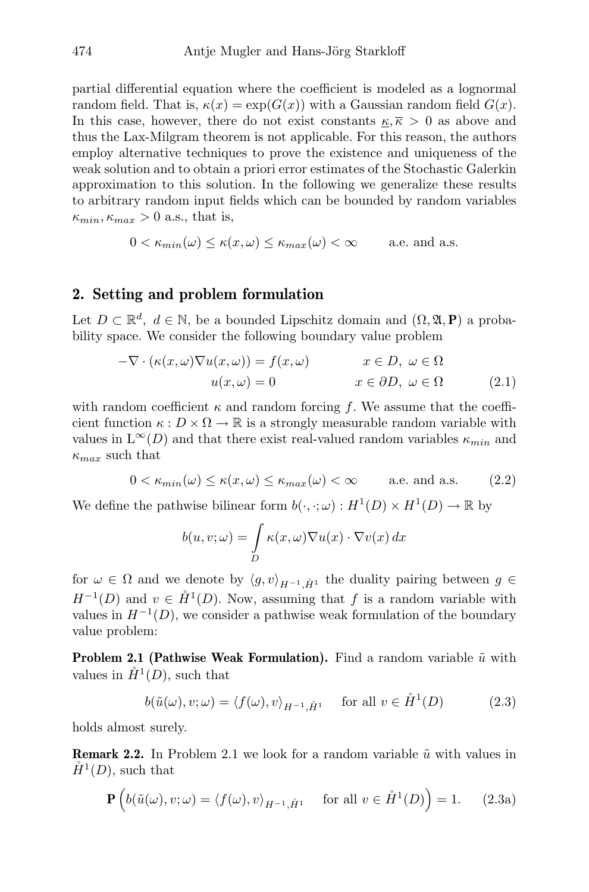partial differential equation where the coefficient is modeled as a lognormal random field. That is, $\kappa(x) = \exp(G(x))$ with a Gaussian random field $G(x)$. In this case, however, there do not exist constants $\underline{\kappa}, \overline{\kappa} > 0$ as above and thus the Lax-Milgram theorem is not applicable. For this reason, the authors employ alternative techniques to prove the existence and uniqueness of the weak solution and to obtain a priori error estimates of the Stochastic Galerkin approximation to this solution. In the following we generalize these results to arbitrary random input fields which can be bounded by random variables $\kappa_{min}, \kappa_{max} > 0$ a.s., that is,

$$0 < \kappa_{min}(\omega) \leq \kappa(x,\omega) \leq \kappa_{max}(\omega) < \infty \qquad \text{a.e. and a.s.}$$

## 2. Setting and problem formulation

Let $D \subset \mathbb{R}^d,\ d \in \mathbb{N}$, be a bounded Lipschitz domain and $(\Omega, \mathfrak{A}, \mathbf{P})$ a probability space. We consider the following boundary value problem

$$\begin{aligned} -\nabla \cdot (\kappa(x,\omega)\nabla u(x,\omega)) &= f(x,\omega) \qquad & x \in D,\ \omega \in \Omega \\ u(x,\omega) &= 0 \qquad & x \in \partial D,\ \omega \in \Omega \end{aligned} \tag{2.1}$$

with random coefficient $\kappa$ and random forcing $f$. We assume that the coefficient function $\kappa : D \times \Omega \to \mathbb{R}$ is a strongly measurable random variable with values in $\mathrm{L}^\infty(D)$ and that there exist real-valued random variables $\kappa_{min}$ and $\kappa_{max}$ such that

$$0 < \kappa_{min}(\omega) \leq \kappa(x,\omega) \leq \kappa_{max}(\omega) < \infty \qquad \text{a.e. and a.s.} \tag{2.2}$$

We define the pathwise bilinear form $b(\cdot,\cdot;\omega) : H^1(D) \times H^1(D) \to \mathbb{R}$ by

$$b(u,v;\omega) = \int_D \kappa(x,\omega)\nabla u(x) \cdot \nabla v(x)\, dx$$

for $\omega \in \Omega$ and we denote by $\langle g, v\rangle_{H^{-1},\mathring{H}^1}$ the duality pairing between $g \in H^{-1}(D)$ and $v \in \mathring{H}^1(D)$. Now, assuming that $f$ is a random variable with values in $H^{-1}(D)$, we consider a pathwise weak formulation of the boundary value problem:

**Problem 2.1 (Pathwise Weak Formulation).** Find a random variable $\tilde{u}$ with values in $\mathring{H}^1(D)$, such that

$$b(\tilde{u}(\omega), v; \omega) = \langle f(\omega), v\rangle_{H^{-1},\mathring{H}^1} \quad \text{ for all } v \in \mathring{H}^1(D) \tag{2.3}$$

holds almost surely.

**Remark 2.2.** In Problem 2.1 we look for a random variable $\tilde{u}$ with values in $\mathring{H}^1(D)$, such that

$$\mathbf{P}\Big(b(\tilde{u}(\omega), v; \omega) = \langle f(\omega), v\rangle_{H^{-1},\mathring{H}^1} \quad \text{ for all } v \in \mathring{H}^1(D)\Big) = 1. \tag{2.3a}$$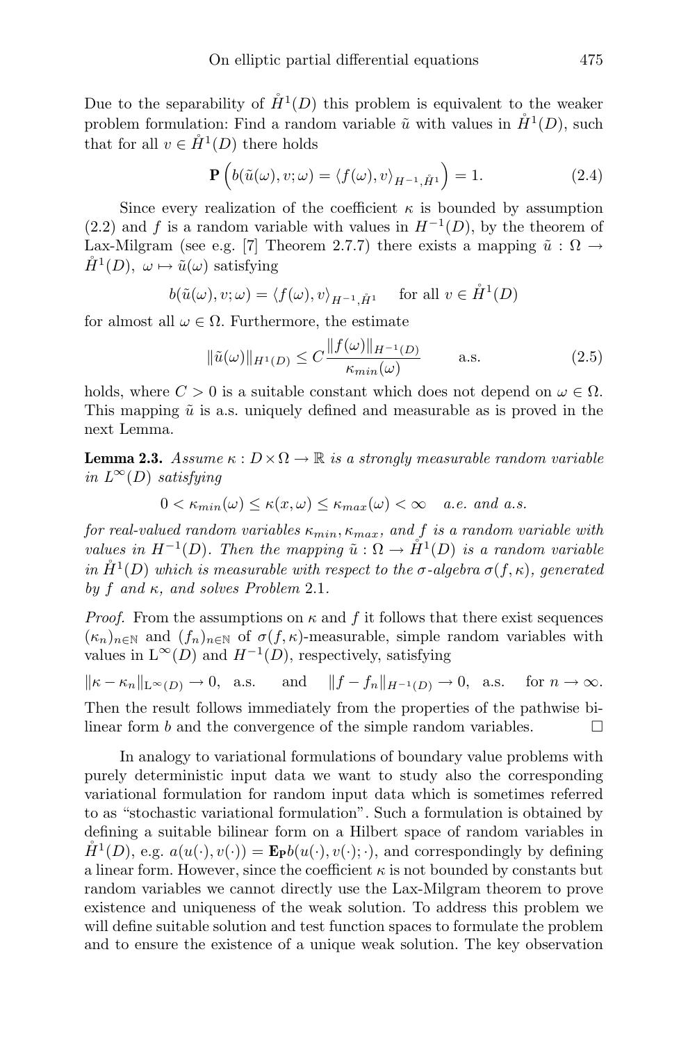Due to the separability of $\mathring{H}^1(D)$ this problem is equivalent to the weaker problem formulation: Find a random variable $\tilde{u}$ with values in $\mathring{H}^1(D)$, such that for all $v \in \mathring{H}^1(D)$ there holds

$$\mathbf{P}\left(b(\tilde{u}(\omega), v; \omega) = \langle f(\omega), v\rangle_{H^{-1}, \mathring{H}^1}\right) = 1. \tag{2.4}$$

Since every realization of the coefficient $\kappa$ is bounded by assumption (2.2) and $f$ is a random variable with values in $H^{-1}(D)$, by the theorem of Lax-Milgram (see e.g. [7] Theorem 2.7.7) there exists a mapping $\tilde{u} : \Omega \to \mathring{H}^1(D),\ \omega \mapsto \tilde{u}(\omega)$ satisfying

$$b(\tilde{u}(\omega), v; \omega) = \langle f(\omega), v\rangle_{H^{-1}, \mathring{H}^1} \quad \text{for all } v \in \mathring{H}^1(D)$$

for almost all $\omega \in \Omega$. Furthermore, the estimate

$$\|\tilde{u}(\omega)\|_{H^1(D)} \leq C \frac{\|f(\omega)\|_{H^{-1}(D)}}{\kappa_{min}(\omega)} \qquad \text{a.s.} \tag{2.5}$$

holds, where $C > 0$ is a suitable constant which does not depend on $\omega \in \Omega$. This mapping $\tilde{u}$ is a.s. uniquely defined and measurable as is proved in the next Lemma.

**Lemma 2.3.** *Assume $\kappa : D \times \Omega \to \mathbb{R}$ is a strongly measurable random variable in $L^\infty(D)$ satisfying*

$$0 < \kappa_{min}(\omega) \leq \kappa(x, \omega) \leq \kappa_{max}(\omega) < \infty \quad \textit{a.e. and a.s.}$$

*for real-valued random variables $\kappa_{min}, \kappa_{max}$, and $f$ is a random variable with values in $H^{-1}(D)$. Then the mapping $\tilde{u} : \Omega \to \mathring{H}^1(D)$ is a random variable in $\mathring{H}^1(D)$ which is measurable with respect to the $\sigma$-algebra $\sigma(f, \kappa)$, generated by $f$ and $\kappa$, and solves Problem 2.1.*

*Proof.* From the assumptions on $\kappa$ and $f$ it follows that there exist sequences $(\kappa_n)_{n\in\mathbb{N}}$ and $(f_n)_{n\in\mathbb{N}}$ of $\sigma(f, \kappa)$-measurable, simple random variables with values in $\mathrm{L}^\infty(D)$ and $H^{-1}(D)$, respectively, satisfying

$$\|\kappa - \kappa_n\|_{\mathrm{L}^\infty(D)} \to 0, \ \text{ a.s.} \qquad \text{and} \qquad \|f - f_n\|_{H^{-1}(D)} \to 0, \ \text{ a.s.} \qquad \text{for } n \to \infty.$$

Then the result follows immediately from the properties of the pathwise bilinear form $b$ and the convergence of the simple random variables. $\square$

In analogy to variational formulations of boundary value problems with purely deterministic input data we want to study also the corresponding variational formulation for random input data which is sometimes referred to as "stochastic variational formulation". Such a formulation is obtained by defining a suitable bilinear form on a Hilbert space of random variables in $\mathring{H}^1(D)$, e.g. $a(u(\cdot), v(\cdot)) = \mathbf{E_P} b(u(\cdot), v(\cdot); \cdot)$, and correspondingly by defining a linear form. However, since the coefficient $\kappa$ is not bounded by constants but random variables we cannot directly use the Lax-Milgram theorem to prove existence and uniqueness of the weak solution. To address this problem we will define suitable solution and test function spaces to formulate the problem and to ensure the existence of a unique weak solution. The key observation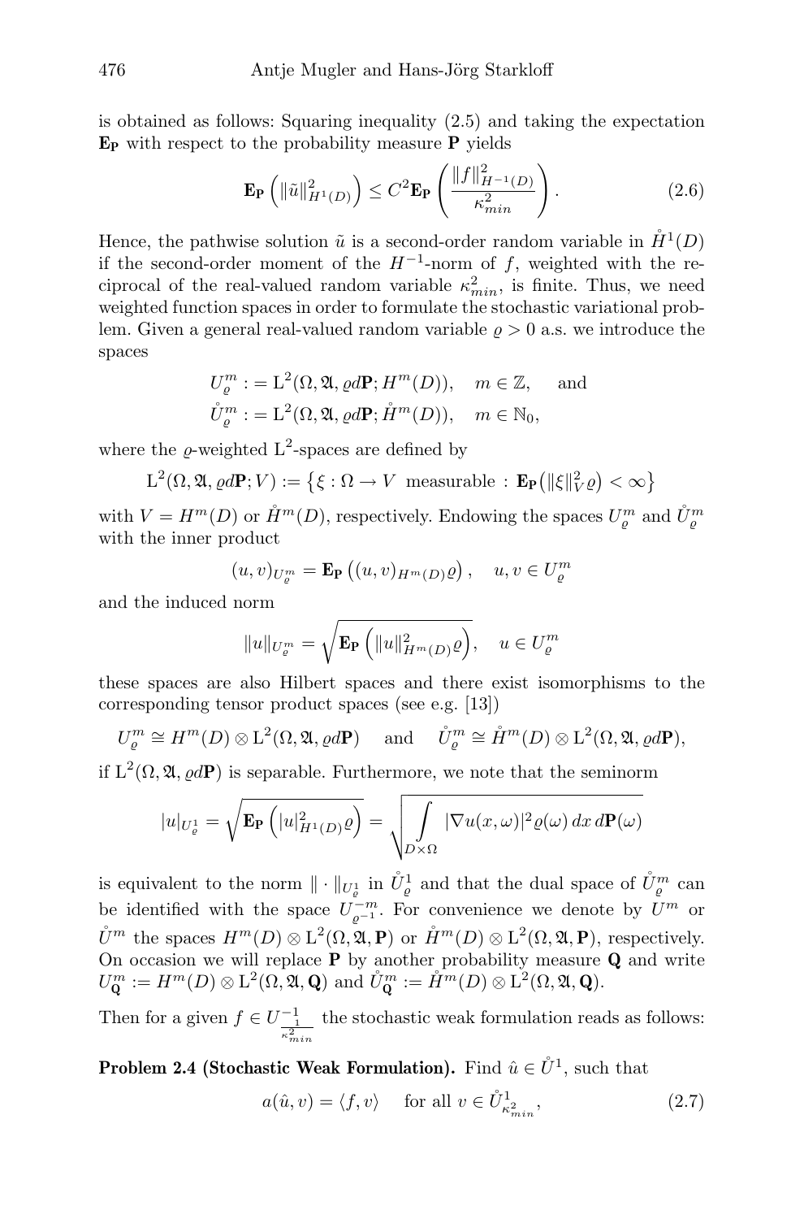is obtained as follows: Squaring inequality (2.5) and taking the expectation $\mathbf{E_P}$ with respect to the probability measure $\mathbf{P}$ yields

$$\mathbf{E_P}\left(\|\tilde{u}\|^2_{H^1(D)}\right) \leq C^2 \mathbf{E_P}\left(\frac{\|f\|^2_{H^{-1}(D)}}{\kappa^2_{min}}\right). \tag{2.6}$$

Hence, the pathwise solution $\tilde{u}$ is a second-order random variable in $\mathring{H}^1(D)$ if the second-order moment of the $H^{-1}$-norm of $f$, weighted with the reciprocal of the real-valued random variable $\kappa^2_{min}$, is finite. Thus, we need weighted function spaces in order to formulate the stochastic variational problem. Given a general real-valued random variable $\varrho > 0$ a.s. we introduce the spaces

$$\begin{aligned} U^m_\varrho &:= \mathrm{L}^2(\Omega, \mathfrak{A}, \varrho d\mathbf{P}; H^m(D)), \quad m \in \mathbb{Z}, \quad \text{and} \\ \mathring{U}^m_\varrho &:= \mathrm{L}^2(\Omega, \mathfrak{A}, \varrho d\mathbf{P}; \mathring{H}^m(D)), \quad m \in \mathbb{N}_0, \end{aligned}$$

where the $\varrho$-weighted $\mathrm{L}^2$-spaces are defined by

$$\mathrm{L}^2(\Omega, \mathfrak{A}, \varrho d\mathbf{P}; V) := \left\{\xi : \Omega \to V \ \text{ measurable } : \mathbf{E_P}\left(\|\xi\|^2_V \varrho\right) < \infty\right\}$$

with $V = H^m(D)$ or $\mathring{H}^m(D)$, respectively. Endowing the spaces $U^m_\varrho$ and $\mathring{U}^m_\varrho$ with the inner product

$$(u, v)_{U^m_\varrho} = \mathbf{E_P}\left((u, v)_{H^m(D)}\varrho\right), \quad u, v \in U^m_\varrho$$

and the induced norm

$$\|u\|_{U^m_\varrho} = \sqrt{\mathbf{E_P}\left(\|u\|^2_{H^m(D)}\varrho\right)}, \quad u \in U^m_\varrho$$

these spaces are also Hilbert spaces and there exist isomorphisms to the corresponding tensor product spaces (see e.g. [13])

$$U^m_\varrho \cong H^m(D) \otimes \mathrm{L}^2(\Omega, \mathfrak{A}, \varrho d\mathbf{P}) \quad \text{and} \quad \mathring{U}^m_\varrho \cong \mathring{H}^m(D) \otimes \mathrm{L}^2(\Omega, \mathfrak{A}, \varrho d\mathbf{P}),$$

if $\mathrm{L}^2(\Omega, \mathfrak{A}, \varrho d\mathbf{P})$ is separable. Furthermore, we note that the seminorm

$$|u|_{U^1_\varrho} = \sqrt{\mathbf{E_P}\left(|u|^2_{H^1(D)}\varrho\right)} = \sqrt{\int_{D\times\Omega} |\nabla u(x,\omega)|^2 \varrho(\omega)\, dx\, d\mathbf{P}(\omega)}$$

is equivalent to the norm $\|\cdot\|_{U^1_\varrho}$ in $\mathring{U}^1_\varrho$ and that the dual space of $\mathring{U}^m_\varrho$ can be identified with the space $U^{-m}_{\varrho^{-1}}$. For convenience we denote by $U^m$ or $\mathring{U}^m$ the spaces $H^m(D) \otimes \mathrm{L}^2(\Omega, \mathfrak{A}, \mathbf{P})$ or $\mathring{H}^m(D) \otimes \mathrm{L}^2(\Omega, \mathfrak{A}, \mathbf{P})$, respectively. On occasion we will replace $\mathbf{P}$ by another probability measure $\mathbf{Q}$ and write $U^m_{\mathbf{Q}} := H^m(D) \otimes \mathrm{L}^2(\Omega, \mathfrak{A}, \mathbf{Q})$ and $\mathring{U}^m_{\mathbf{Q}} := \mathring{H}^m(D) \otimes \mathrm{L}^2(\Omega, \mathfrak{A}, \mathbf{Q})$.

Then for a given $f \in U^{-1}_{\frac{1}{\kappa^2_{min}}}$ the stochastic weak formulation reads as follows:

**Problem 2.4 (Stochastic Weak Formulation).** Find $\hat{u} \in \mathring{U}^1$, such that

$$a(\hat{u}, v) = \langle f, v\rangle \quad \text{for all } v \in \mathring{U}^1_{\kappa^2_{min}}, \tag{2.7}$$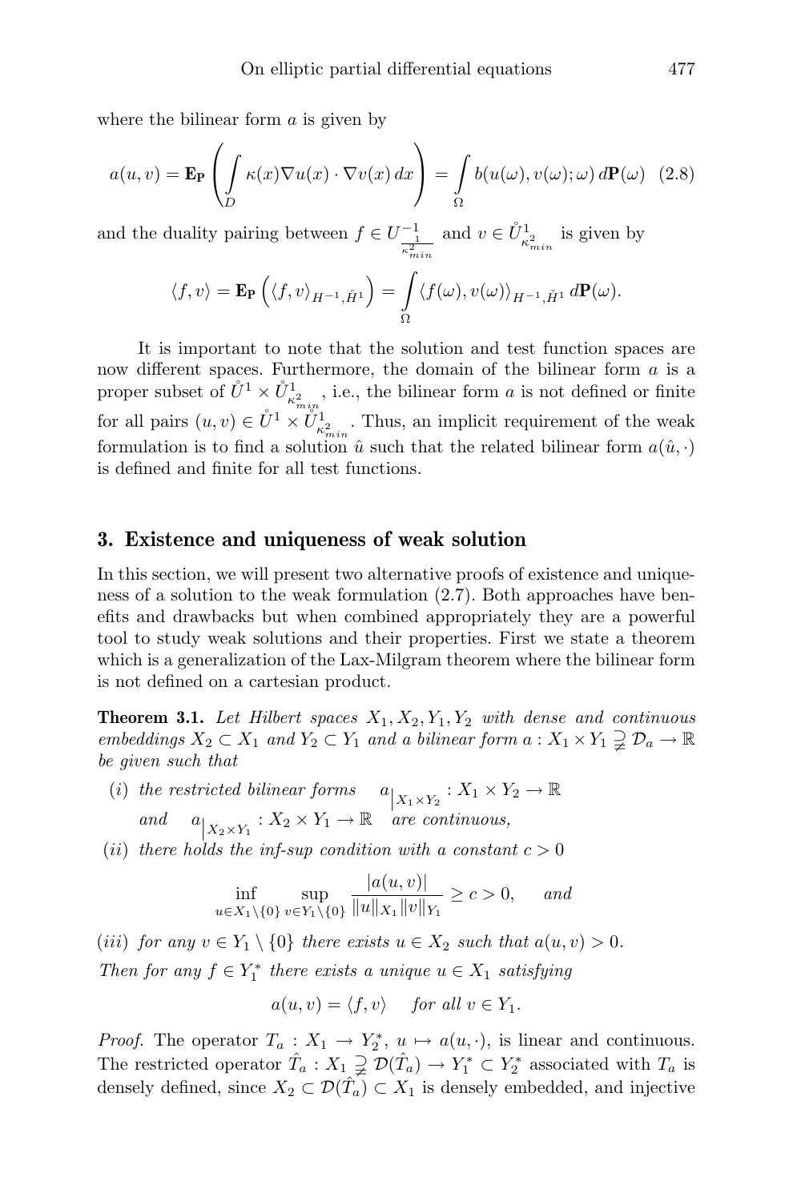where the bilinear form $a$ is given by

$$a(u,v) = \mathbf{E_P}\left(\int_D \kappa(x)\nabla u(x)\cdot\nabla v(x)\,dx\right) = \int_\Omega b(u(\omega),v(\omega);\omega)\,d\mathbf{P}(\omega) \quad (2.8)$$

and the duality pairing between $f \in U^{-1}_{\frac{1}{\kappa^2_{min}}}$ and $v \in \mathring{U}^1_{\kappa^2_{min}}$ is given by

$$\langle f, v\rangle = \mathbf{E_P}\left(\langle f, v\rangle_{H^{-1},\mathring{H}^1}\right) = \int_\Omega \langle f(\omega), v(\omega)\rangle_{H^{-1},\mathring{H}^1}\,d\mathbf{P}(\omega).$$

It is important to note that the solution and test function spaces are now different spaces. Furthermore, the domain of the bilinear form $a$ is a proper subset of $\mathring{U}^1 \times \mathring{U}^1_{\kappa^2_{min}}$, i.e., the bilinear form $a$ is not defined or finite for all pairs $(u,v) \in \mathring{U}^1 \times \mathring{U}^1_{\kappa^2_{min}}$. Thus, an implicit requirement of the weak formulation is to find a solution $\hat{u}$ such that the related bilinear form $a(\hat{u},\cdot)$ is defined and finite for all test functions.

## 3. Existence and uniqueness of weak solution

In this section, we will present two alternative proofs of existence and uniqueness of a solution to the weak formulation (2.7). Both approaches have benefits and drawbacks but when combined appropriately they are a powerful tool to study weak solutions and their properties. First we state a theorem which is a generalization of the Lax-Milgram theorem where the bilinear form is not defined on a cartesian product.

**Theorem 3.1.** *Let Hilbert spaces $X_1, X_2, Y_1, Y_2$ with dense and continuous embeddings $X_2 \subset X_1$ and $Y_2 \subset Y_1$ and a bilinear form $a : X_1 \times Y_1 \supsetneq \mathcal{D}_a \to \mathbb{R}$ be given such that*

*(i) the restricted bilinear forms $\quad a\big|_{X_1\times Y_2} : X_1 \times Y_2 \to \mathbb{R}$ and $\quad a\big|_{X_2\times Y_1} : X_2 \times Y_1 \to \mathbb{R}$ are continuous,*

*(ii) there holds the inf-sup condition with a constant $c > 0$*

$$\inf_{u\in X_1\setminus\{0\}} \sup_{v\in Y_1\setminus\{0\}} \frac{|a(u,v)|}{\|u\|_{X_1}\|v\|_{Y_1}} \geq c > 0, \quad \text{and}$$

*(iii) for any $v \in Y_1 \setminus \{0\}$ there exists $u \in X_2$ such that $a(u,v) > 0$.*

*Then for any $f \in Y_1^*$ there exists a unique $u \in X_1$ satisfying*

$$a(u,v) = \langle f, v\rangle \quad \text{for all } v \in Y_1.$$

*Proof.* The operator $T_a : X_1 \to Y_2^*$, $u \mapsto a(u,\cdot)$, is linear and continuous. The restricted operator $\hat{T}_a : X_1 \supsetneq \mathcal{D}(\hat{T}_a) \to Y_1^* \subset Y_2^*$ associated with $T_a$ is densely defined, since $X_2 \subset \mathcal{D}(\hat{T}_a) \subset X_1$ is densely embedded, and injective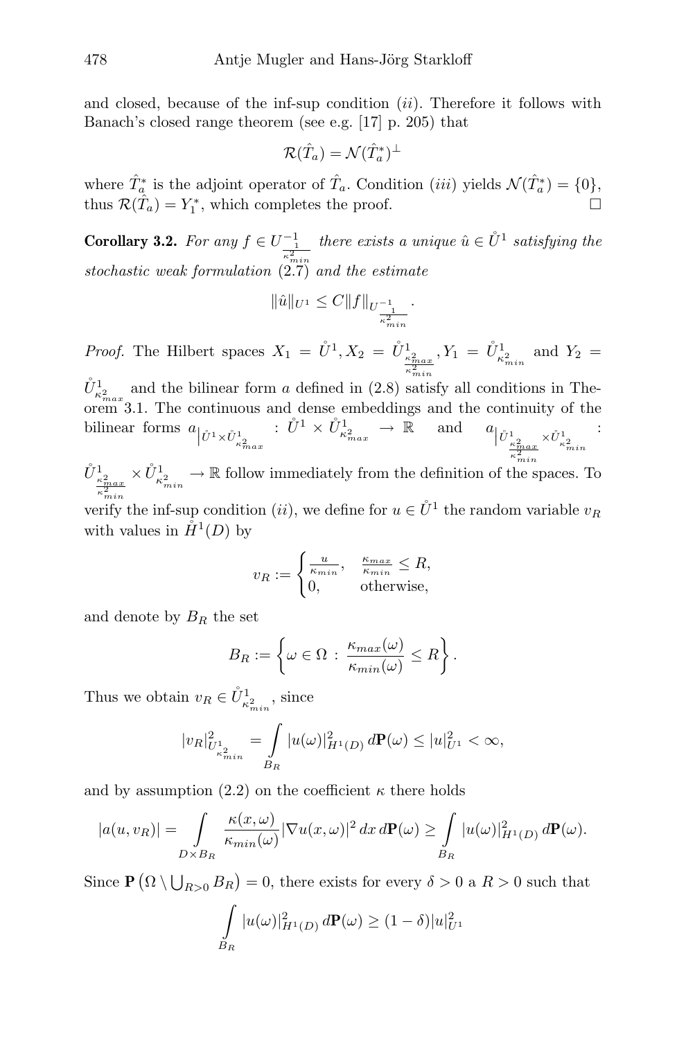and closed, because of the inf-sup condition $(ii)$. Therefore it follows with Banach's closed range theorem (see e.g. [17] p. 205) that

$$\mathcal{R}(\hat{T}_a) = \mathcal{N}(\hat{T}_a^*)^{\perp}$$

where $\hat{T}_a^*$ is the adjoint operator of $\hat{T}_a$. Condition $(iii)$ yields $\mathcal{N}(\hat{T}_a^*) = \{0\}$, thus $\mathcal{R}(\hat{T}_a) = Y_1^*$, which completes the proof. $\square$

**Corollary 3.2.** *For any $f \in U^{-1}_{\frac{1}{\kappa^2_{min}}}$ there exists a unique $\hat{u} \in \mathring{U}^1$ satisfying the stochastic weak formulation (2.7) and the estimate*

$$\|\hat{u}\|_{U^1} \leq C\|f\|_{U^{-1}_{\frac{1}{\kappa^2_{min}}}}.$$

*Proof.* The Hilbert spaces $X_1 = \mathring{U}^1, X_2 = \mathring{U}^1_{\frac{\kappa^2_{max}}{\kappa^2_{min}}}, Y_1 = \mathring{U}^1_{\kappa^2_{min}}$ and $Y_2 = \mathring{U}^1_{\kappa^2_{max}}$ and the bilinear form $a$ defined in (2.8) satisfy all conditions in Theorem 3.1. The continuous and dense embeddings and the continuity of the bilinear forms $a\big|_{\mathring{U}^1 \times \mathring{U}^1_{\kappa^2_{max}}} : \mathring{U}^1 \times \mathring{U}^1_{\kappa^2_{max}} \to \mathbb{R}$ and $a\big|_{\mathring{U}^1_{\frac{\kappa^2_{max}}{\kappa^2_{min}}} \times \mathring{U}^1_{\kappa^2_{min}}} : \mathring{U}^1_{\frac{\kappa^2_{max}}{\kappa^2_{min}}} \times \mathring{U}^1_{\kappa^2_{min}} \to \mathbb{R}$ follow immediately from the definition of the spaces. To verify the inf-sup condition $(ii)$, we define for $u \in \mathring{U}^1$ the random variable $v_R$ with values in $\mathring{H}^1(D)$ by

$$v_R := \begin{cases} \frac{u}{\kappa_{min}}, & \frac{\kappa_{max}}{\kappa_{min}} \leq R, \\ 0, & \text{otherwise,} \end{cases}$$

and denote by $B_R$ the set

$$B_R := \left\{ \omega \in \Omega \, : \, \frac{\kappa_{max}(\omega)}{\kappa_{min}(\omega)} \leq R \right\}.$$

Thus we obtain $v_R \in \mathring{U}^1_{\kappa^2_{min}}$, since

$$|v_R|^2_{U^1_{\kappa^2_{min}}} = \int\limits_{B_R} |u(\omega)|^2_{H^1(D)} \, d\mathbf{P}(\omega) \leq |u|^2_{U^1} < \infty,$$

and by assumption (2.2) on the coefficient $\kappa$ there holds

$$|a(u, v_R)| = \int\limits_{D \times B_R} \frac{\kappa(x,\omega)}{\kappa_{min}(\omega)} |\nabla u(x,\omega)|^2 \, dx \, d\mathbf{P}(\omega) \geq \int\limits_{B_R} |u(\omega)|^2_{H^1(D)} \, d\mathbf{P}(\omega).$$

Since $\mathbf{P}\left(\Omega \setminus \bigcup_{R>0} B_R\right) = 0$, there exists for every $\delta > 0$ a $R > 0$ such that

$$\int\limits_{B_R} |u(\omega)|^2_{H^1(D)} \, d\mathbf{P}(\omega) \geq (1-\delta)|u|^2_{U^1}$$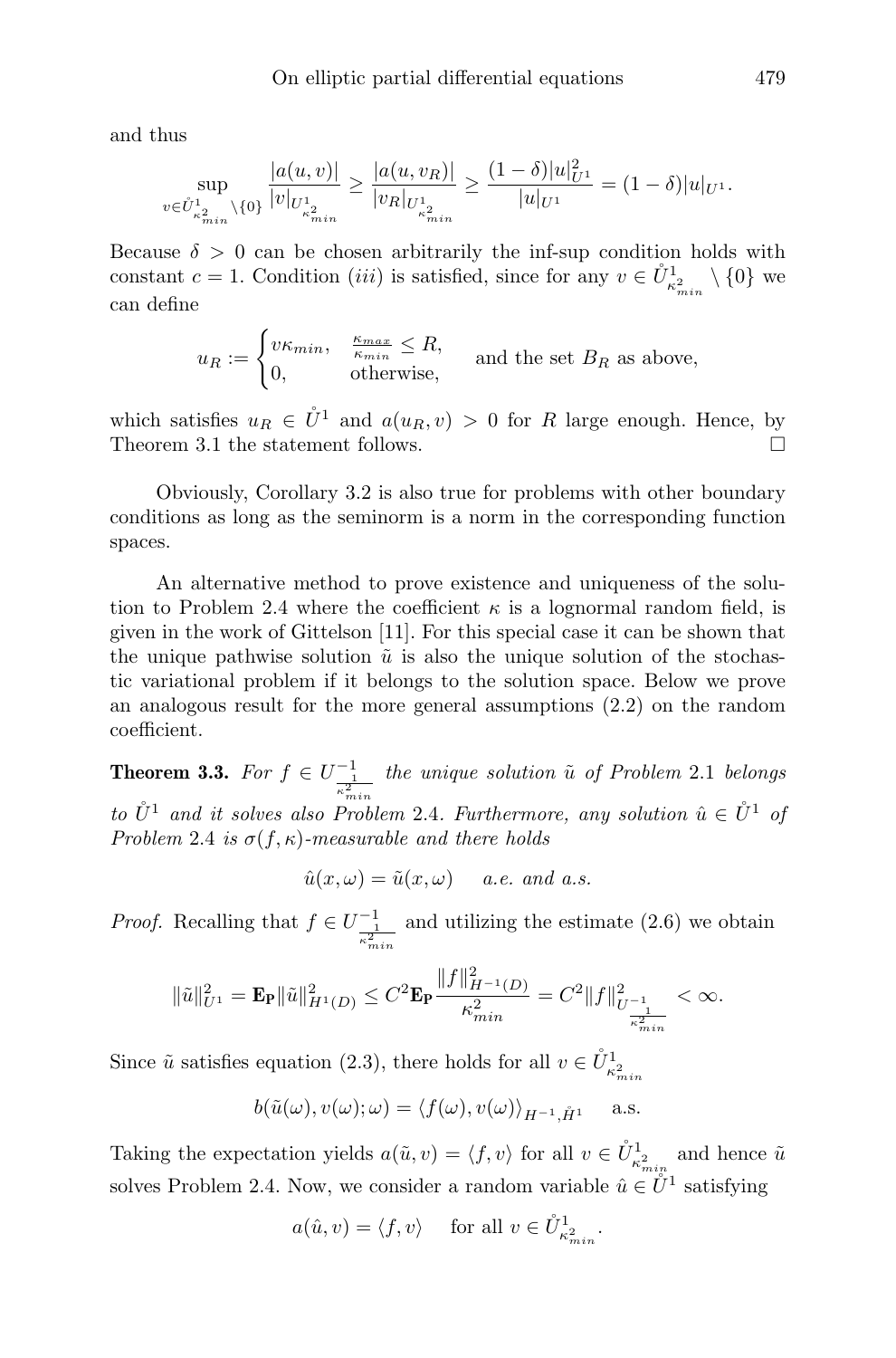and thus

$$\sup_{v \in \mathring{U}^1_{\kappa^2_{min}} \setminus \{0\}} \frac{|a(u,v)|}{|v|_{U^1_{\kappa^2_{min}}}} \geq \frac{|a(u,v_R)|}{|v_R|_{U^1_{\kappa^2_{min}}}} \geq \frac{(1-\delta)|u|^2_{U^1}}{|u|_{U^1}} = (1-\delta)|u|_{U^1}.$$

Because $\delta > 0$ can be chosen arbitrarily the inf-sup condition holds with constant $c = 1$. Condition $(iii)$ is satisfied, since for any $v \in \mathring{U}^1_{\kappa^2_{min}} \setminus \{0\}$ we can define

$$u_R := \begin{cases} v\kappa_{min}, & \frac{\kappa_{max}}{\kappa_{min}} \leq R, \\ 0, & \text{otherwise,} \end{cases} \quad \text{and the set } B_R \text{ as above,}$$

which satisfies $u_R \in \mathring{U}^1$ and $a(u_R, v) > 0$ for $R$ large enough. Hence, by Theorem 3.1 the statement follows. □

Obviously, Corollary 3.2 is also true for problems with other boundary conditions as long as the seminorm is a norm in the corresponding function spaces.

An alternative method to prove existence and uniqueness of the solution to Problem 2.4 where the coefficient $\kappa$ is a lognormal random field, is given in the work of Gittelson [11]. For this special case it can be shown that the unique pathwise solution $\tilde{u}$ is also the unique solution of the stochastic variational problem if it belongs to the solution space. Below we prove an analogous result for the more general assumptions (2.2) on the random coefficient.

**Theorem 3.3.** *For $f \in U^{-1}_{\frac{1}{\kappa^2_{min}}}$ the unique solution $\tilde{u}$ of Problem* 2.1 *belongs to $\mathring{U}^1$ and it solves also Problem* 2.4*. Furthermore, any solution $\hat{u} \in \mathring{U}^1$ of Problem* 2.4 *is $\sigma(f,\kappa)$-measurable and there holds*

$$\hat{u}(x,\omega) = \tilde{u}(x,\omega) \quad a.e. \text{ and } a.s.$$

*Proof.* Recalling that $f \in U^{-1}_{\frac{1}{\kappa^2_{min}}}$ and utilizing the estimate (2.6) we obtain

$$\|\tilde{u}\|^2_{U^1} = \mathbf{E_P}\|\tilde{u}\|^2_{H^1(D)} \leq C^2 \mathbf{E_P} \frac{\|f\|^2_{H^{-1}(D)}}{\kappa^2_{min}} = C^2 \|f\|^2_{U^{-1}_{\frac{1}{\kappa^2_{min}}}} < \infty.$$

Since $\tilde{u}$ satisfies equation (2.3), there holds for all $v \in \mathring{U}^1_{\kappa^2_{min}}$

$$b(\tilde{u}(\omega), v(\omega); \omega) = \langle f(\omega), v(\omega) \rangle_{H^{-1}, \mathring{H}^1} \quad \text{a.s.}$$

Taking the expectation yields $a(\tilde{u}, v) = \langle f, v \rangle$ for all $v \in \mathring{U}^1_{\kappa^2_{min}}$ and hence $\tilde{u}$ solves Problem 2.4. Now, we consider a random variable $\hat{u} \in \mathring{U}^1$ satisfying

$$a(\hat{u}, v) = \langle f, v \rangle \quad \text{for all } v \in \mathring{U}^1_{\kappa^2_{min}}.$$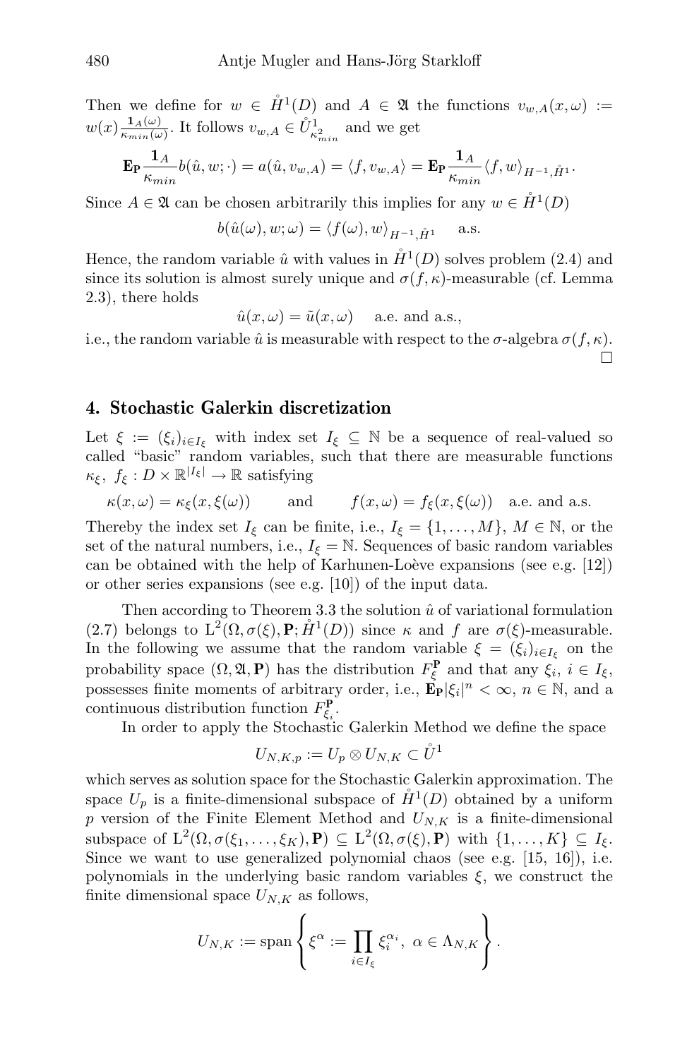Then we define for $w \in \mathring{H}^1(D)$ and $A \in \mathfrak{A}$ the functions $v_{w,A}(x,\omega) := w(x)\frac{\mathbf{1}_A(\omega)}{\kappa_{min}(\omega)}$. It follows $v_{w,A} \in \mathring{U}^1_{\kappa^2_{min}}$ and we get

$$\mathbf{E_P}\frac{\mathbf{1}_A}{\kappa_{min}} b(\hat{u}, w; \cdot) = a(\hat{u}, v_{w,A}) = \langle f, v_{w,A}\rangle = \mathbf{E_P}\frac{\mathbf{1}_A}{\kappa_{min}} \langle f, w\rangle_{H^{-1},\mathring{H}^1}.$$

Since $A \in \mathfrak{A}$ can be chosen arbitrarily this implies for any $w \in \mathring{H}^1(D)$

$$b(\hat{u}(\omega), w; \omega) = \langle f(\omega), w\rangle_{H^{-1},\mathring{H}^1} \quad \text{a.s.}$$

Hence, the random variable $\hat{u}$ with values in $\mathring{H}^1(D)$ solves problem (2.4) and since its solution is almost surely unique and $\sigma(f,\kappa)$-measurable (cf. Lemma 2.3), there holds

$$\hat{u}(x,\omega) = \tilde{u}(x,\omega) \quad \text{a.e. and a.s.,}$$

i.e., the random variable $\hat{u}$ is measurable with respect to the $\sigma$-algebra $\sigma(f,\kappa)$. $\square$

## 4. Stochastic Galerkin discretization

Let $\xi := (\xi_i)_{i\in I_\xi}$ with index set $I_\xi \subseteq \mathbb{N}$ be a sequence of real-valued so called "basic" random variables, such that there are measurable functions $\kappa_\xi,\ f_\xi : D \times \mathbb{R}^{|I_\xi|} \to \mathbb{R}$ satisfying

$$\kappa(x,\omega) = \kappa_\xi(x,\xi(\omega)) \qquad \text{and} \qquad f(x,\omega) = f_\xi(x,\xi(\omega)) \quad \text{a.e. and a.s.}$$

Thereby the index set $I_\xi$ can be finite, i.e., $I_\xi = \{1,\ldots,M\}$, $M \in \mathbb{N}$, or the set of the natural numbers, i.e., $I_\xi = \mathbb{N}$. Sequences of basic random variables can be obtained with the help of Karhunen-Loève expansions (see e.g. [12]) or other series expansions (see e.g. [10]) of the input data.

Then according to Theorem 3.3 the solution $\hat{u}$ of variational formulation (2.7) belongs to $\mathrm{L}^2(\Omega, \sigma(\xi), \mathbf{P}; \mathring{H}^1(D))$ since $\kappa$ and $f$ are $\sigma(\xi)$-measurable. In the following we assume that the random variable $\xi = (\xi_i)_{i\in I_\xi}$ on the probability space $(\Omega, \mathfrak{A}, \mathbf{P})$ has the distribution $F_\xi^{\mathbf{P}}$ and that any $\xi_i$, $i \in I_\xi$, possesses finite moments of arbitrary order, i.e., $\mathbf{E_P}|\xi_i|^n < \infty$, $n \in \mathbb{N}$, and a continuous distribution function $F_{\xi_i}^{\mathbf{P}}$.

In order to apply the Stochastic Galerkin Method we define the space

$$U_{N,K,p} := U_p \otimes U_{N,K} \subset \mathring{U}^1$$

which serves as solution space for the Stochastic Galerkin approximation. The space $U_p$ is a finite-dimensional subspace of $\mathring{H}^1(D)$ obtained by a uniform $p$ version of the Finite Element Method and $U_{N,K}$ is a finite-dimensional subspace of $\mathrm{L}^2(\Omega, \sigma(\xi_1,\ldots,\xi_K), \mathbf{P}) \subseteq \mathrm{L}^2(\Omega, \sigma(\xi), \mathbf{P})$ with $\{1,\ldots,K\} \subseteq I_\xi$. Since we want to use generalized polynomial chaos (see e.g. [15, 16]), i.e. polynomials in the underlying basic random variables $\xi$, we construct the finite dimensional space $U_{N,K}$ as follows,

$$U_{N,K} := \operatorname{span}\left\{ \xi^\alpha := \prod_{i\in I_\xi} \xi_i^{\alpha_i},\ \alpha \in \Lambda_{N,K} \right\}.$$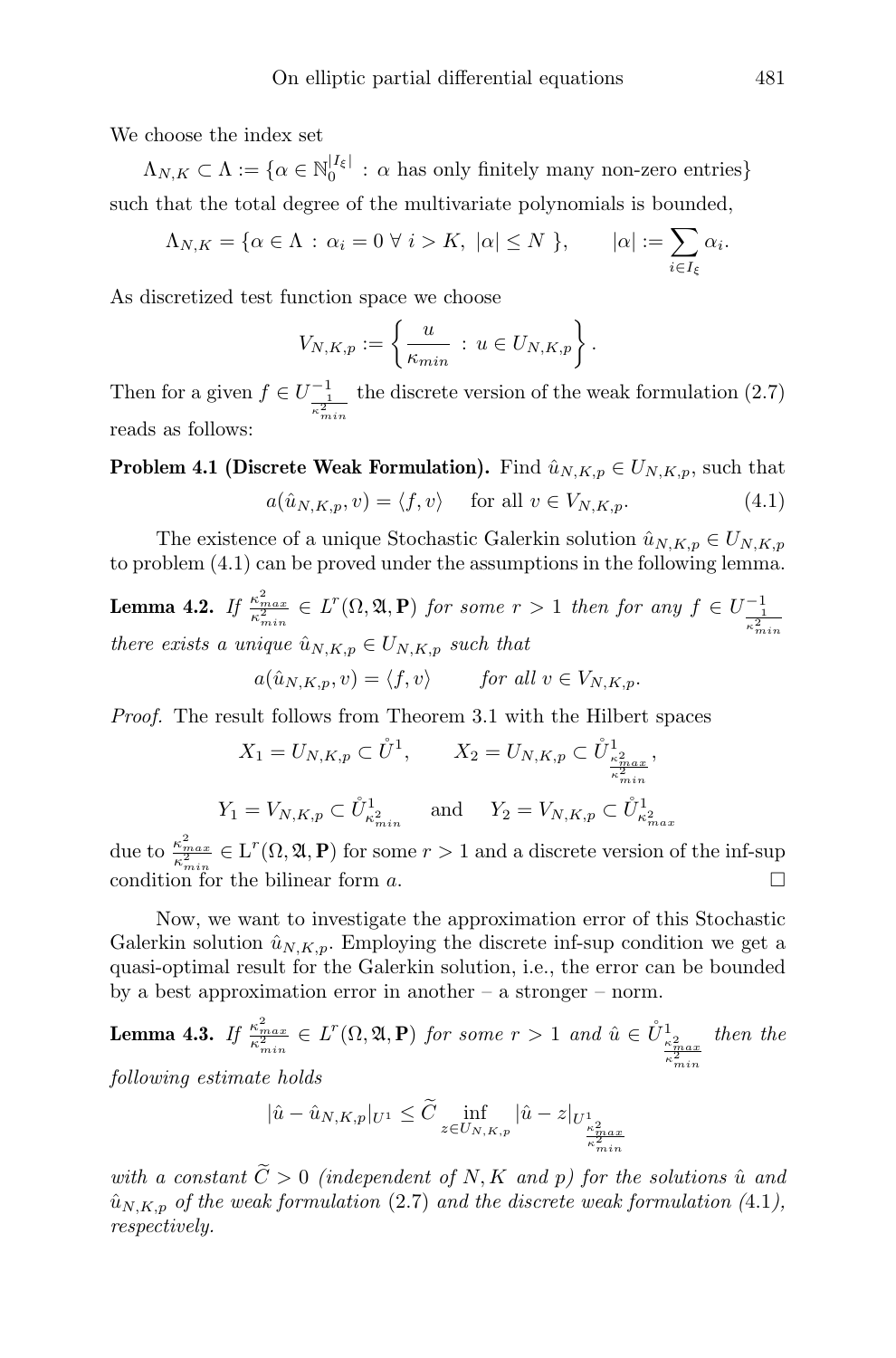We choose the index set

$\Lambda_{N,K} \subset \Lambda := \{\alpha \in \mathbb{N}_0^{|I_\xi|} : \alpha \text{ has only finitely many non-zero entries}\}$

such that the total degree of the multivariate polynomials is bounded,

$$\Lambda_{N,K} = \{\alpha \in \Lambda : \alpha_i = 0 \ \forall \ i > K, \ |\alpha| \leq N \}, \qquad |\alpha| := \sum_{i \in I_\xi} \alpha_i.$$

As discretized test function space we choose

$$V_{N,K,p} := \left\{ \frac{u}{\kappa_{min}} : u \in U_{N,K,p} \right\}.$$

Then for a given $f \in U^{-1}_{\frac{1}{\kappa^2_{min}}}$ the discrete version of the weak formulation (2.7) reads as follows:

**Problem 4.1 (Discrete Weak Formulation).** Find $\hat{u}_{N,K,p} \in U_{N,K,p}$, such that

$$a(\hat{u}_{N,K,p}, v) = \langle f, v \rangle \quad \text{ for all } v \in V_{N,K,p}. \tag{4.1}$$

The existence of a unique Stochastic Galerkin solution $\hat{u}_{N,K,p} \in U_{N,K,p}$ to problem (4.1) can be proved under the assumptions in the following lemma.

**Lemma 4.2.** *If* $\frac{\kappa^2_{max}}{\kappa^2_{min}} \in L^r(\Omega, \mathfrak{A}, \mathbf{P})$ *for some* $r > 1$ *then for any* $f \in U^{-1}_{\frac{1}{\kappa^2_{min}}}$ *there exists a unique* $\hat{u}_{N,K,p} \in U_{N,K,p}$ *such that*

$$a(\hat{u}_{N,K,p}, v) = \langle f, v \rangle \qquad \text{for all } v \in V_{N,K,p}.$$

*Proof.* The result follows from Theorem 3.1 with the Hilbert spaces

$$X_1 = U_{N,K,p} \subset \mathring{U}^1, \qquad X_2 = U_{N,K,p} \subset \mathring{U}^1_{\frac{\kappa^2_{max}}{\kappa^2_{min}}},$$

$$Y_1 = V_{N,K,p} \subset \mathring{U}^1_{\kappa^2_{min}} \quad \text{ and } \quad Y_2 = V_{N,K,p} \subset \mathring{U}^1_{\kappa^2_{max}}$$

due to $\frac{\kappa^2_{max}}{\kappa^2_{min}} \in \mathrm{L}^r(\Omega, \mathfrak{A}, \mathbf{P})$ for some $r > 1$ and a discrete version of the inf-sup condition for the bilinear form $a$. $\square$

Now, we want to investigate the approximation error of this Stochastic Galerkin solution $\hat{u}_{N,K,p}$. Employing the discrete inf-sup condition we get a quasi-optimal result for the Galerkin solution, i.e., the error can be bounded by a best approximation error in another – a stronger – norm.

**Lemma 4.3.** *If* $\frac{\kappa^2_{max}}{\kappa^2_{min}} \in L^r(\Omega, \mathfrak{A}, \mathbf{P})$ *for some* $r > 1$ *and* $\hat{u} \in \mathring{U}^1_{\frac{\kappa^2_{max}}{\kappa^2_{min}}}$ *then the following estimate holds*

$$|\hat{u} - \hat{u}_{N,K,p}|_{U^1} \leq \widetilde{C} \inf_{z \in U_{N,K,p}} |\hat{u} - z|_{U^1_{\frac{\kappa^2_{max}}{\kappa^2_{min}}}}$$

*with a constant* $\widetilde{C} > 0$ *(independent of* $N, K$ *and* $p$*) for the solutions* $\hat{u}$ *and* $\hat{u}_{N,K,p}$ *of the weak formulation* (2.7) *and the discrete weak formulation (*4.1*), respectively.*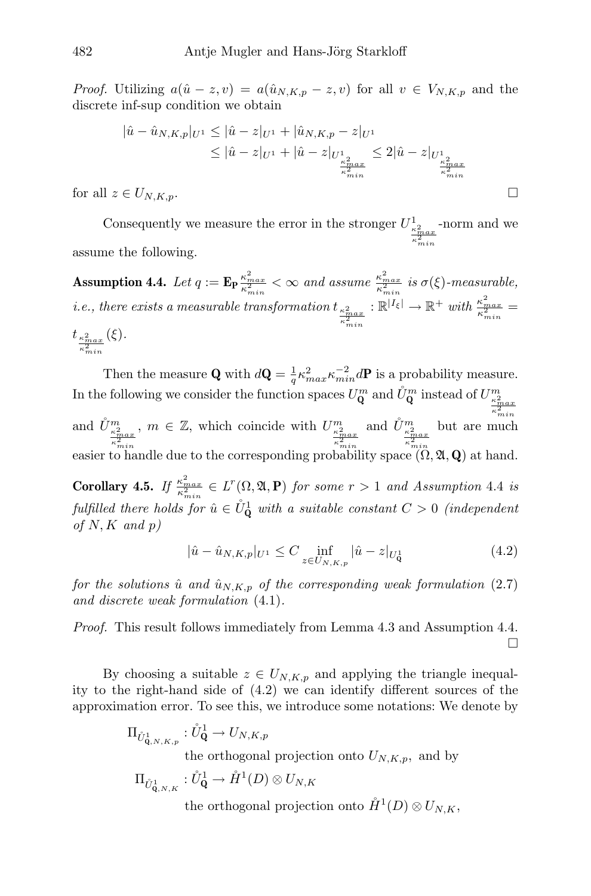*Proof.* Utilizing $a(\hat{u} - z, v) = a(\hat{u}_{N,K,p} - z, v)$ for all $v \in V_{N,K,p}$ and the discrete inf-sup condition we obtain

$$
\begin{aligned}
|\hat{u} - \hat{u}_{N,K,p}|_{U^1} &\leq |\hat{u} - z|_{U^1} + |\hat{u}_{N,K,p} - z|_{U^1} \\
&\leq |\hat{u} - z|_{U^1} + |\hat{u} - z|_{U^1_{\frac{\kappa^2_{max}}{\kappa^2_{min}}}} \leq 2|\hat{u} - z|_{U^1_{\frac{\kappa^2_{max}}{\kappa^2_{min}}}}
\end{aligned}
$$

for all $z \in U_{N,K,p}$. □

Consequently we measure the error in the stronger $U^1_{\frac{\kappa^2_{max}}{\kappa^2_{min}}}$-norm and we assume the following.

**Assumption 4.4.** *Let $q := \mathbf{E}_{\mathbf{P}} \frac{\kappa^2_{max}}{\kappa^2_{min}} < \infty$ and assume $\frac{\kappa^2_{max}}{\kappa^2_{min}}$ is $\sigma(\xi)$-measurable, i.e., there exists a measurable transformation $t_{\frac{\kappa^2_{max}}{\kappa^2_{min}}} : \mathbb{R}^{|I_\xi|} \to \mathbb{R}^+$ with $\frac{\kappa^2_{max}}{\kappa^2_{min}} = t_{\frac{\kappa^2_{max}}{\kappa^2_{min}}}(\xi)$.*

Then the measure $\mathbf{Q}$ with $d\mathbf{Q} = \frac{1}{q}\kappa^2_{max}\kappa^{-2}_{min} d\mathbf{P}$ is a probability measure. In the following we consider the function spaces $U^m_{\mathbf{Q}}$ and $\mathring{U}^m_{\mathbf{Q}}$ instead of $U^m_{\frac{\kappa^2_{max}}{\kappa^2_{min}}}$ and $\mathring{U}^m_{\frac{\kappa^2_{max}}{\kappa^2_{min}}}$, $m \in \mathbb{Z}$, which coincide with $U^m_{\frac{\kappa^2_{max}}{\kappa^2_{min}}}$ and $\mathring{U}^m_{\frac{\kappa^2_{max}}{\kappa^2_{min}}}$ but are much easier to handle due to the corresponding probability space $(\Omega, \mathfrak{A}, \mathbf{Q})$ at hand.

**Corollary 4.5.** *If $\frac{\kappa^2_{max}}{\kappa^2_{min}} \in L^r(\Omega, \mathfrak{A}, \mathbf{P})$ for some $r > 1$ and Assumption 4.4 is fulfilled there holds for $\hat{u} \in \mathring{U}^1_{\mathbf{Q}}$ with a suitable constant $C > 0$ (independent of $N, K$ and $p$)*

$$
|\hat{u} - \hat{u}_{N,K,p}|_{U^1} \leq C \inf_{z \in U_{N,K,p}} |\hat{u} - z|_{U^1_{\mathbf{Q}}} \tag{4.2}
$$

*for the solutions $\hat{u}$ and $\hat{u}_{N,K,p}$ of the corresponding weak formulation* (2.7) *and discrete weak formulation* (4.1).

*Proof.* This result follows immediately from Lemma 4.3 and Assumption 4.4. □

By choosing a suitable $z \in U_{N,K,p}$ and applying the triangle inequality to the right-hand side of (4.2) we can identify different sources of the approximation error. To see this, we introduce some notations: We denote by

$$\Pi_{\mathring{U}^1_{\mathbf{Q}},N,K,p} : \mathring{U}^1_{\mathbf{Q}} \to U_{N,K,p}$$

the orthogonal projection onto $U_{N,K,p}$, and by

$$\Pi_{\mathring{U}^1_{\mathbf{Q}},N,K} : \mathring{U}^1_{\mathbf{Q}} \to \mathring{H}^1(D) \otimes U_{N,K}$$

the orthogonal projection onto $\mathring{H}^1(D) \otimes U_{N,K}$,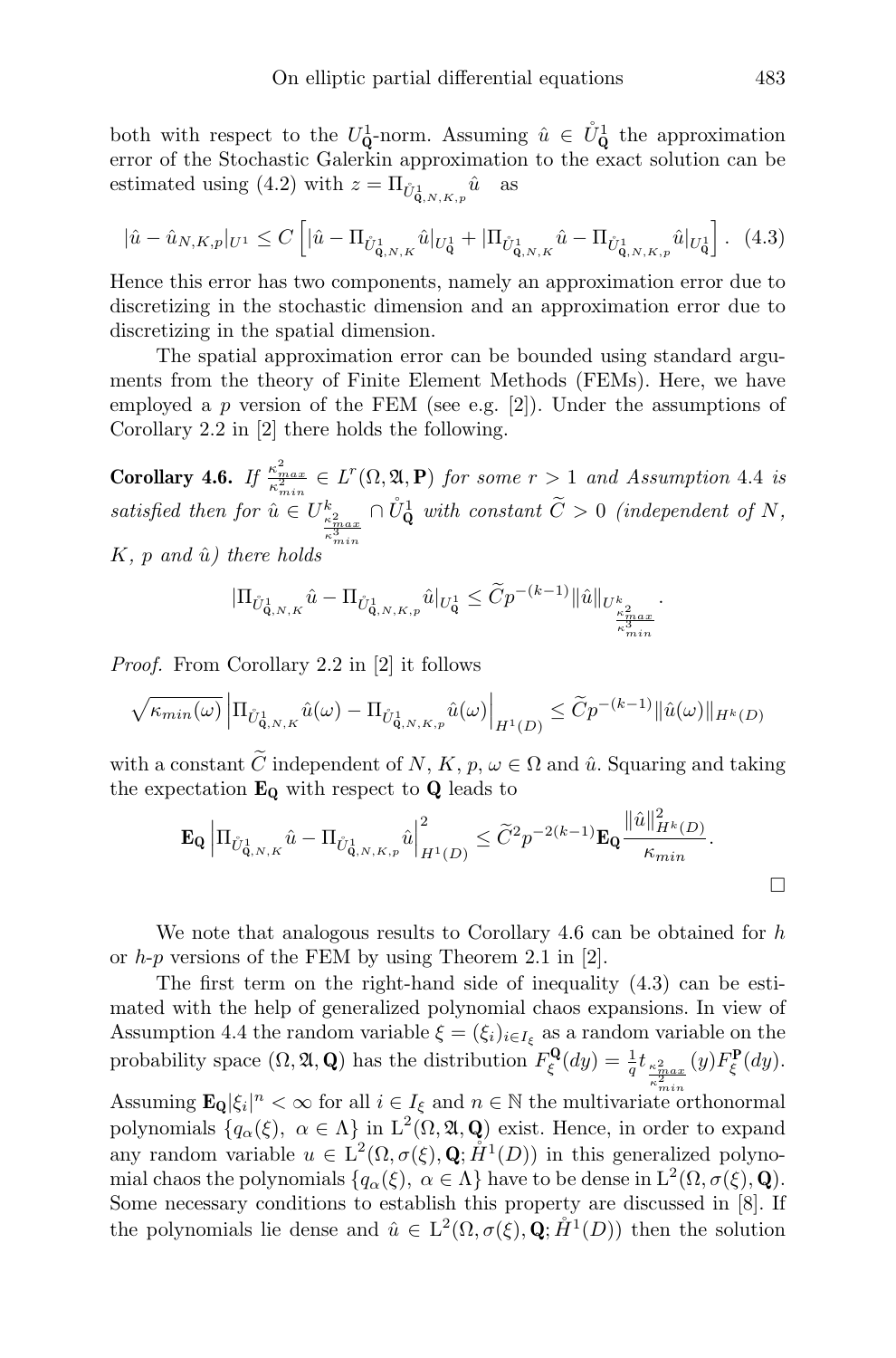both with respect to the $U^1_{\mathbf{Q}}$-norm. Assuming $\hat{u} \in \mathring{U}^1_{\mathbf{Q}}$ the approximation error of the Stochastic Galerkin approximation to the exact solution can be estimated using (4.2) with $z = \Pi_{\mathring{U}^1_{\mathbf{Q},N,K,p}} \hat{u}$ as

$$|\hat{u} - \hat{u}_{N,K,p}|_{U^1} \leq C \left[ |\hat{u} - \Pi_{\mathring{U}^1_{\mathbf{Q},N,K}} \hat{u}|_{U^1_{\mathbf{Q}}} + |\Pi_{\mathring{U}^1_{\mathbf{Q},N,K}} \hat{u} - \Pi_{\mathring{U}^1_{\mathbf{Q},N,K,p}} \hat{u}|_{U^1_{\mathbf{Q}}} \right]. \quad (4.3)$$

Hence this error has two components, namely an approximation error due to discretizing in the stochastic dimension and an approximation error due to discretizing in the spatial dimension.

The spatial approximation error can be bounded using standard arguments from the theory of Finite Element Methods (FEMs). Here, we have employed a $p$ version of the FEM (see e.g. [2]). Under the assumptions of Corollary 2.2 in [2] there holds the following.

**Corollary 4.6.** *If* $\frac{\kappa^2_{max}}{\kappa^2_{min}} \in L^r(\Omega, \mathfrak{A}, \mathbf{P})$ *for some* $r > 1$ *and Assumption* 4.4 *is satisfied then for* $\hat{u} \in U^k_{\frac{\kappa^2_{max}}{\kappa^3_{min}}} \cap \mathring{U}^1_{\mathbf{Q}}$ *with constant* $\widetilde{C} > 0$ *(independent of* $N$*,* $K$*,* $p$ *and* $\hat{u}$*) there holds*

$$|\Pi_{\mathring{U}^1_{\mathbf{Q},N,K}} \hat{u} - \Pi_{\mathring{U}^1_{\mathbf{Q},N,K,p}} \hat{u}|_{U^1_{\mathbf{Q}}} \leq \widetilde{C} p^{-(k-1)} \|\hat{u}\|_{U^k_{\frac{\kappa^2_{max}}{\kappa^3_{min}}}}.$$

*Proof.* From Corollary 2.2 in [2] it follows

$$\sqrt{\kappa_{min}(\omega)} \left| \Pi_{\mathring{U}^1_{\mathbf{Q},N,K}} \hat{u}(\omega) - \Pi_{\mathring{U}^1_{\mathbf{Q},N,K,p}} \hat{u}(\omega) \right|_{H^1(D)} \leq \widetilde{C} p^{-(k-1)} \|\hat{u}(\omega)\|_{H^k(D)}$$

with a constant $\widetilde{C}$ independent of $N$, $K$, $p$, $\omega \in \Omega$ and $\hat{u}$. Squaring and taking the expectation $\mathbf{E}_{\mathbf{Q}}$ with respect to $\mathbf{Q}$ leads to

$$\mathbf{E}_{\mathbf{Q}} \left| \Pi_{\mathring{U}^1_{\mathbf{Q},N,K}} \hat{u} - \Pi_{\mathring{U}^1_{\mathbf{Q},N,K,p}} \hat{u} \right|^2_{H^1(D)} \leq \widetilde{C}^2 p^{-2(k-1)} \mathbf{E}_{\mathbf{Q}} \frac{\|\hat{u}\|^2_{H^k(D)}}{\kappa_{min}}.$$

□

We note that analogous results to Corollary 4.6 can be obtained for $h$ or $h$-$p$ versions of the FEM by using Theorem 2.1 in [2].

The first term on the right-hand side of inequality (4.3) can be estimated with the help of generalized polynomial chaos expansions. In view of Assumption 4.4 the random variable $\xi = (\xi_i)_{i \in I_\xi}$ as a random variable on the probability space $(\Omega, \mathfrak{A}, \mathbf{Q})$ has the distribution $F^{\mathbf{Q}}_\xi(dy) = \frac{1}{q} t_{\frac{\kappa^2_{max}}{\kappa^2_{min}}}(y) F^{\mathbf{P}}_\xi(dy)$. Assuming $\mathbf{E}_{\mathbf{Q}}|\xi_i|^n < \infty$ for all $i \in I_\xi$ and $n \in \mathbb{N}$ the multivariate orthonormal polynomials $\{q_\alpha(\xi),\ \alpha \in \Lambda\}$ in $\mathrm{L}^2(\Omega, \mathfrak{A}, \mathbf{Q})$ exist. Hence, in order to expand any random variable $u \in \mathrm{L}^2(\Omega, \sigma(\xi), \mathbf{Q}; \mathring{H}^1(D))$ in this generalized polynomial chaos the polynomials $\{q_\alpha(\xi),\ \alpha \in \Lambda\}$ have to be dense in $\mathrm{L}^2(\Omega, \sigma(\xi), \mathbf{Q})$. Some necessary conditions to establish this property are discussed in [8]. If the polynomials lie dense and $\hat{u} \in \mathrm{L}^2(\Omega, \sigma(\xi), \mathbf{Q}; \mathring{H}^1(D))$ then the solution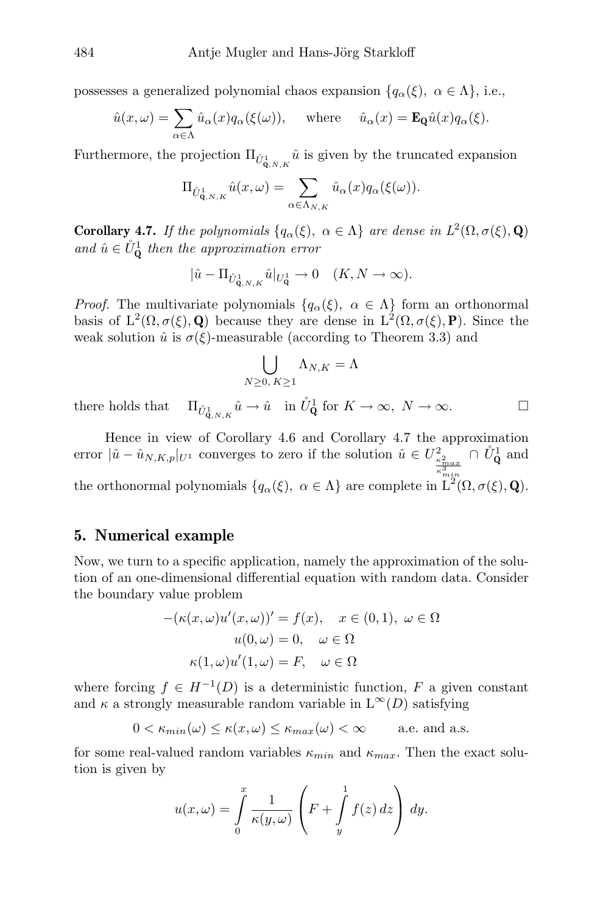possesses a generalized polynomial chaos expansion $\{q_\alpha(\xi),\ \alpha \in \Lambda\}$, i.e.,

$$\hat{u}(x,\omega) = \sum_{\alpha\in\Lambda} \hat{u}_\alpha(x) q_\alpha(\xi(\omega)), \quad \text{where} \quad \hat{u}_\alpha(x) = \mathbf{E_Q}\hat{u}(x)q_\alpha(\xi).$$

Furthermore, the projection $\Pi_{\mathring{U}^1_{\mathbf{Q},N,K}} \hat{u}$ is given by the truncated expansion

$$\Pi_{\mathring{U}^1_{\mathbf{Q},N,K}} \hat{u}(x,\omega) = \sum_{\alpha\in\Lambda_{N,K}} \hat{u}_\alpha(x) q_\alpha(\xi(\omega)).$$

**Corollary 4.7.** *If the polynomials $\{q_\alpha(\xi),\ \alpha \in \Lambda\}$ are dense in $L^2(\Omega, \sigma(\xi), \mathbf{Q})$ and $\hat{u} \in \mathring{U}^1_{\mathbf{Q}}$ then the approximation error*

$$|\hat{u} - \Pi_{\mathring{U}^1_{\mathbf{Q},N,K}} \hat{u}|_{U^1_{\mathbf{Q}}} \to 0 \quad (K, N \to \infty).$$

*Proof.* The multivariate polynomials $\{q_\alpha(\xi),\ \alpha \in \Lambda\}$ form an orthonormal basis of $\mathrm{L}^2(\Omega, \sigma(\xi), \mathbf{Q})$ because they are dense in $\mathrm{L}^2(\Omega, \sigma(\xi), \mathbf{P})$. Since the weak solution $\hat{u}$ is $\sigma(\xi)$-measurable (according to Theorem 3.3) and

$$\bigcup_{N\geq 0,\, K\geq 1} \Lambda_{N,K} = \Lambda$$

there holds that $\quad \Pi_{\mathring{U}^1_{\mathbf{Q},N,K}} \hat{u} \to \hat{u} \quad$ in $\mathring{U}^1_{\mathbf{Q}}$ for $K \to \infty,\ N \to \infty$. □

Hence in view of Corollary 4.6 and Corollary 4.7 the approximation error $|\hat{u} - \hat{u}_{N,K,p}|_{U^1}$ converges to zero if the solution $\hat{u} \in U^2_{\frac{\kappa^2_{max}}{\kappa^3_{min}}} \cap \mathring{U}^1_{\mathbf{Q}}$ and the orthonormal polynomials $\{q_\alpha(\xi),\ \alpha \in \Lambda\}$ are complete in $\mathrm{L}^2(\Omega, \sigma(\xi), \mathbf{Q})$.

## 5. Numerical example

Now, we turn to a specific application, namely the approximation of the solution of an one-dimensional differential equation with random data. Consider the boundary value problem

$$\begin{aligned} -(\kappa(x,\omega)u'(x,\omega))' &= f(x), \quad x \in (0,1),\ \omega \in \Omega \\ u(0,\omega) &= 0, \quad \omega \in \Omega \\ \kappa(1,\omega)u'(1,\omega) &= F, \quad \omega \in \Omega \end{aligned}$$

where forcing $f \in H^{-1}(D)$ is a deterministic function, $F$ a given constant and $\kappa$ a strongly measurable random variable in $\mathrm{L}^\infty(D)$ satisfying

$$0 < \kappa_{min}(\omega) \leq \kappa(x,\omega) \leq \kappa_{max}(\omega) < \infty \qquad \text{a.e. and a.s.}$$

for some real-valued random variables $\kappa_{min}$ and $\kappa_{max}$. Then the exact solution is given by

$$u(x,\omega) = \int_0^x \frac{1}{\kappa(y,\omega)} \left( F + \int_y^1 f(z)\,dz \right) dy.$$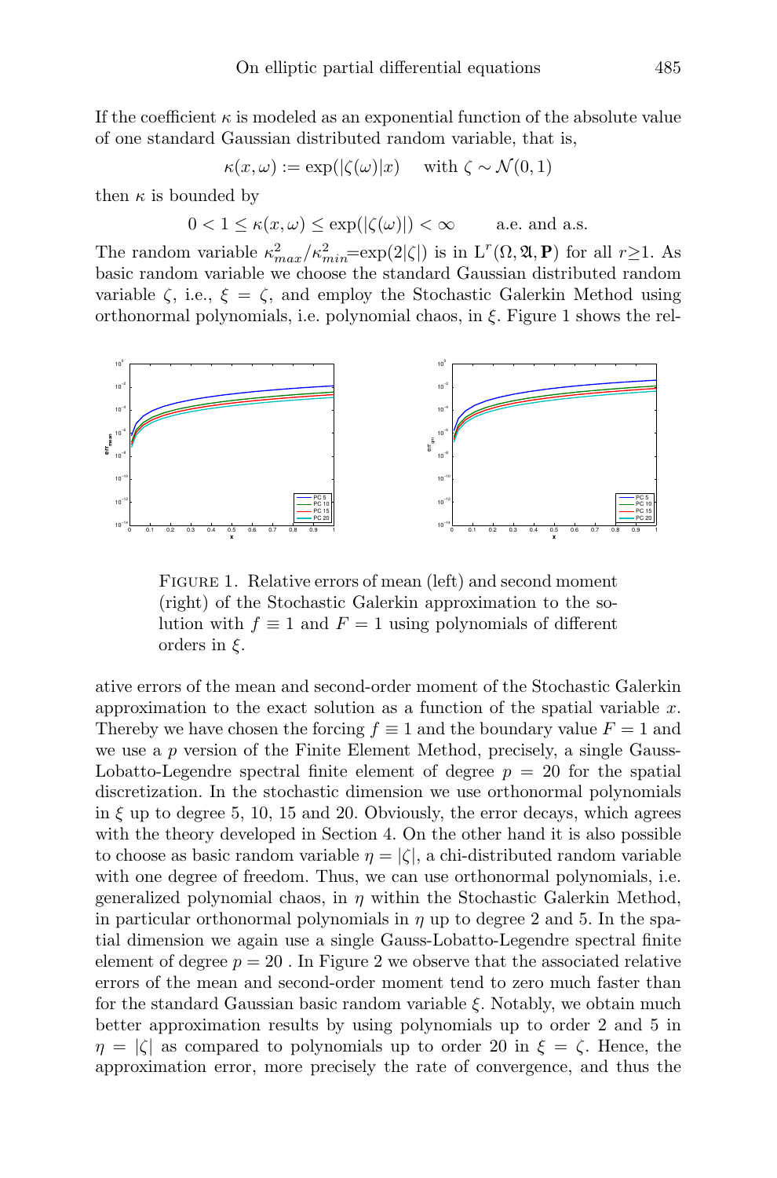If the coefficient $\kappa$ is modeled as an exponential function of the absolute value of one standard Gaussian distributed random variable, that is,

$$\kappa(x,\omega) := \exp(|\zeta(\omega)|x) \quad \text{ with } \zeta \sim \mathcal{N}(0,1)$$

then $\kappa$ is bounded by

$$0 < 1 \leq \kappa(x,\omega) \leq \exp(|\zeta(\omega)|) < \infty \qquad \text{a.e. and a.s.}$$

The random variable $\kappa_{max}^2/\kappa_{min}^2 = \exp(2|\zeta|)$ is in $\mathrm{L}^r(\Omega, \mathfrak{A}, \mathbf{P})$ for all $r \geq 1$. As basic random variable we choose the standard Gaussian distributed random variable $\zeta$, i.e., $\xi = \zeta$, and employ the Stochastic Galerkin Method using orthonormal polynomials, i.e. polynomial chaos, in $\xi$. Figure 1 shows the relative errors of the mean and second-order moment of the Stochastic Galerkin approximation to the exact solution as a function of the spatial variable $x$. Thereby we have chosen the forcing $f \equiv 1$ and the boundary value $F = 1$ and we use a $p$ version of the Finite Element Method, precisely, a single Gauss-Lobatto-Legendre spectral finite element of degree $p = 20$ for the spatial discretization. In the stochastic dimension we use orthonormal polynomials in $\xi$ up to degree 5, 10, 15 and 20. Obviously, the error decays, which agrees with the theory developed in Section 4. On the other hand it is also possible to choose as basic random variable $\eta = |\zeta|$, a chi-distributed random variable with one degree of freedom. Thus, we can use orthonormal polynomials, i.e. generalized polynomial chaos, in $\eta$ within the Stochastic Galerkin Method, in particular orthonormal polynomials in $\eta$ up to degree 2 and 5. In the spatial dimension we again use a single Gauss-Lobatto-Legendre spectral finite element of degree $p = 20$ . In Figure 2 we observe that the associated relative errors of the mean and second-order moment tend to zero much faster than for the standard Gaussian basic random variable $\xi$. Notably, we obtain much better approximation results by using polynomials up to order 2 and 5 in $\eta = |\zeta|$ as compared to polynomials up to order 20 in $\xi = \zeta$. Hence, the approximation error, more precisely the rate of convergence, and thus the

FIGURE 1. Relative errors of mean (left) and second moment (right) of the Stochastic Galerkin approximation to the solution with $f \equiv 1$ and $F = 1$ using polynomials of different orders in $\xi$.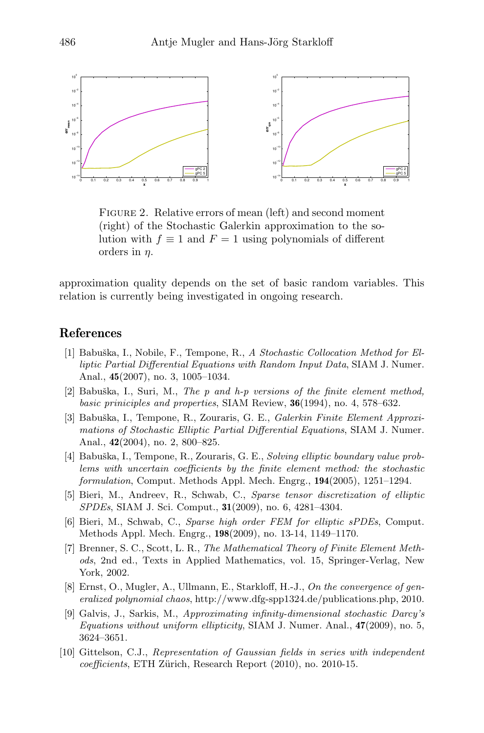Figure 2. Relative errors of mean (left) and second moment (right) of the Stochastic Galerkin approximation to the solution with $f \equiv 1$ and $F = 1$ using polynomials of different orders in $\eta$.

approximation quality depends on the set of basic random variables. This relation is currently being investigated in ongoing research.

## References

[1] Babuška, I., Nobile, F., Tempone, R., *A Stochastic Collocation Method for Elliptic Partial Differential Equations with Random Input Data*, SIAM J. Numer. Anal., **45**(2007), no. 3, 1005–1034.

[2] Babuška, I., Suri, M., *The p and h-p versions of the finite element method, basic priniciples and properties*, SIAM Review, **36**(1994), no. 4, 578–632.

[3] Babuška, I., Tempone, R., Zouraris, G. E., *Galerkin Finite Element Approximations of Stochastic Elliptic Partial Differential Equations*, SIAM J. Numer. Anal., **42**(2004), no. 2, 800–825.

[4] Babuška, I., Tempone, R., Zouraris, G. E., *Solving elliptic boundary value problems with uncertain coefficients by the finite element method: the stochastic formulation*, Comput. Methods Appl. Mech. Engrg., **194**(2005), 1251–1294.

[5] Bieri, M., Andreev, R., Schwab, C., *Sparse tensor discretization of elliptic SPDEs*, SIAM J. Sci. Comput., **31**(2009), no. 6, 4281–4304.

[6] Bieri, M., Schwab, C., *Sparse high order FEM for elliptic sPDEs*, Comput. Methods Appl. Mech. Engrg., **198**(2009), no. 13-14, 1149–1170.

[7] Brenner, S. C., Scott, L. R., *The Mathematical Theory of Finite Element Methods*, 2nd ed., Texts in Applied Mathematics, vol. 15, Springer-Verlag, New York, 2002.

[8] Ernst, O., Mugler, A., Ullmann, E., Starkloff, H.-J., *On the convergence of generalized polynomial chaos*, http://www.dfg-spp1324.de/publications.php, 2010.

[9] Galvis, J., Sarkis, M., *Approximating infinity-dimensional stochastic Darcy's Equations without uniform ellipticity*, SIAM J. Numer. Anal., **47**(2009), no. 5, 3624–3651.

[10] Gittelson, C.J., *Representation of Gaussian fields in series with independent coefficients*, ETH Zürich, Research Report (2010), no. 2010-15.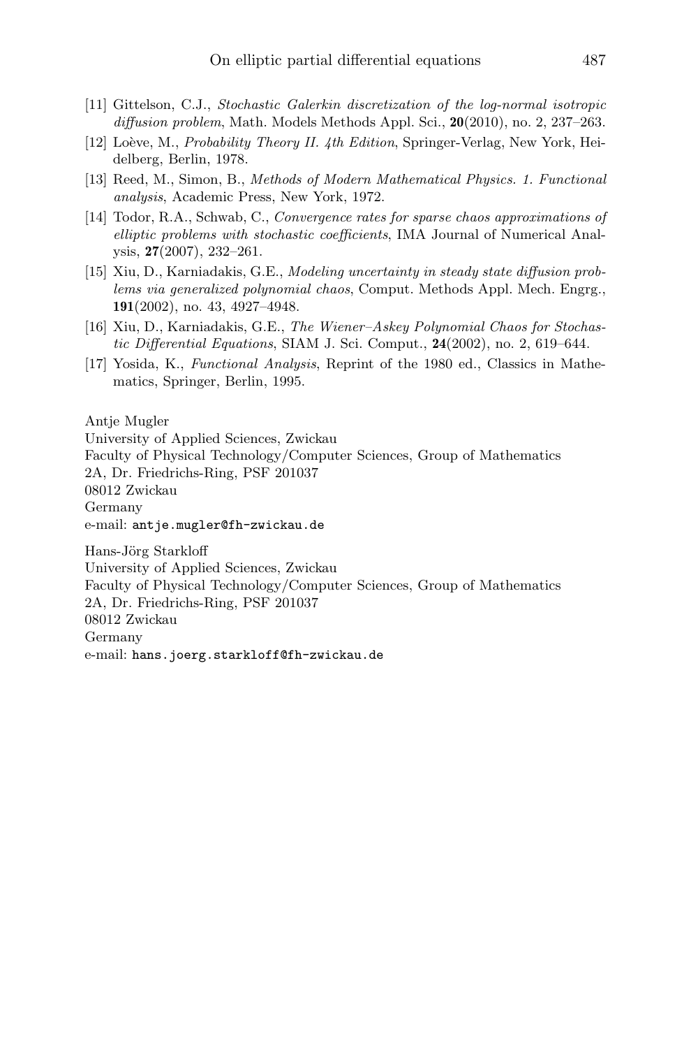[11] Gittelson, C.J., *Stochastic Galerkin discretization of the log-normal isotropic diffusion problem*, Math. Models Methods Appl. Sci., **20**(2010), no. 2, 237–263.

[12] Loève, M., *Probability Theory II. 4th Edition*, Springer-Verlag, New York, Heidelberg, Berlin, 1978.

[13] Reed, M., Simon, B., *Methods of Modern Mathematical Physics. 1. Functional analysis*, Academic Press, New York, 1972.

[14] Todor, R.A., Schwab, C., *Convergence rates for sparse chaos approximations of elliptic problems with stochastic coefficients*, IMA Journal of Numerical Analysis, **27**(2007), 232–261.

[15] Xiu, D., Karniadakis, G.E., *Modeling uncertainty in steady state diffusion problems via generalized polynomial chaos*, Comput. Methods Appl. Mech. Engrg., **191**(2002), no. 43, 4927–4948.

[16] Xiu, D., Karniadakis, G.E., *The Wiener–Askey Polynomial Chaos for Stochastic Differential Equations*, SIAM J. Sci. Comput., **24**(2002), no. 2, 619–644.

[17] Yosida, K., *Functional Analysis*, Reprint of the 1980 ed., Classics in Mathematics, Springer, Berlin, 1995.

Antje Mugler
University of Applied Sciences, Zwickau
Faculty of Physical Technology/Computer Sciences, Group of Mathematics
2A, Dr. Friedrichs-Ring, PSF 201037
08012 Zwickau
Germany
e-mail: antje.mugler@fh-zwickau.de

Hans-Jörg Starkloff
University of Applied Sciences, Zwickau
Faculty of Physical Technology/Computer Sciences, Group of Mathematics
2A, Dr. Friedrichs-Ring, PSF 201037
08012 Zwickau
Germany
e-mail: hans.joerg.starkloff@fh-zwickau.de